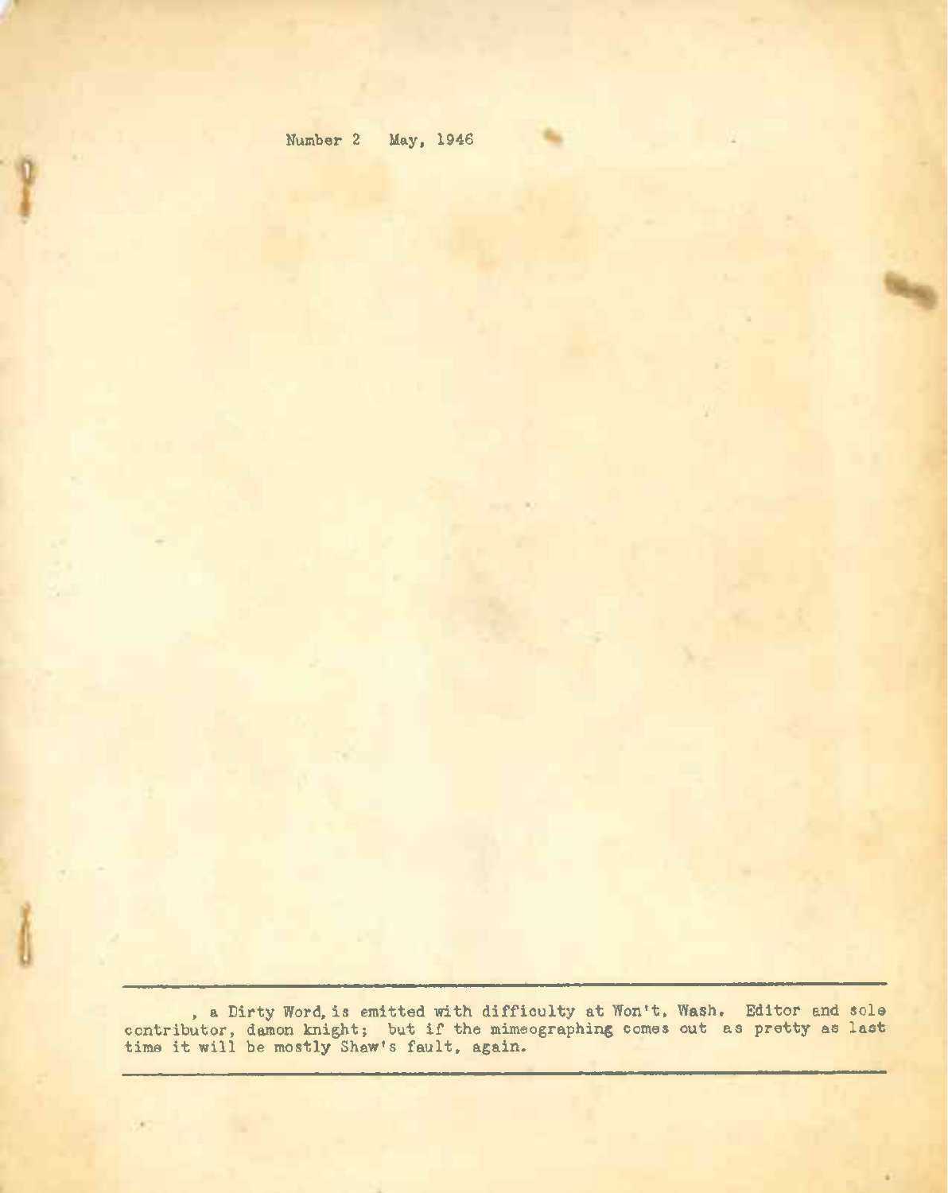Number 2 May, 1946

---

, a Dirty Word, is emitted with difficulty at Won't, Wash. Editor and sole contributor, damon knight; but if the mimeographing comes out as pretty as last time it will be mostly Shaw's fault, again.

---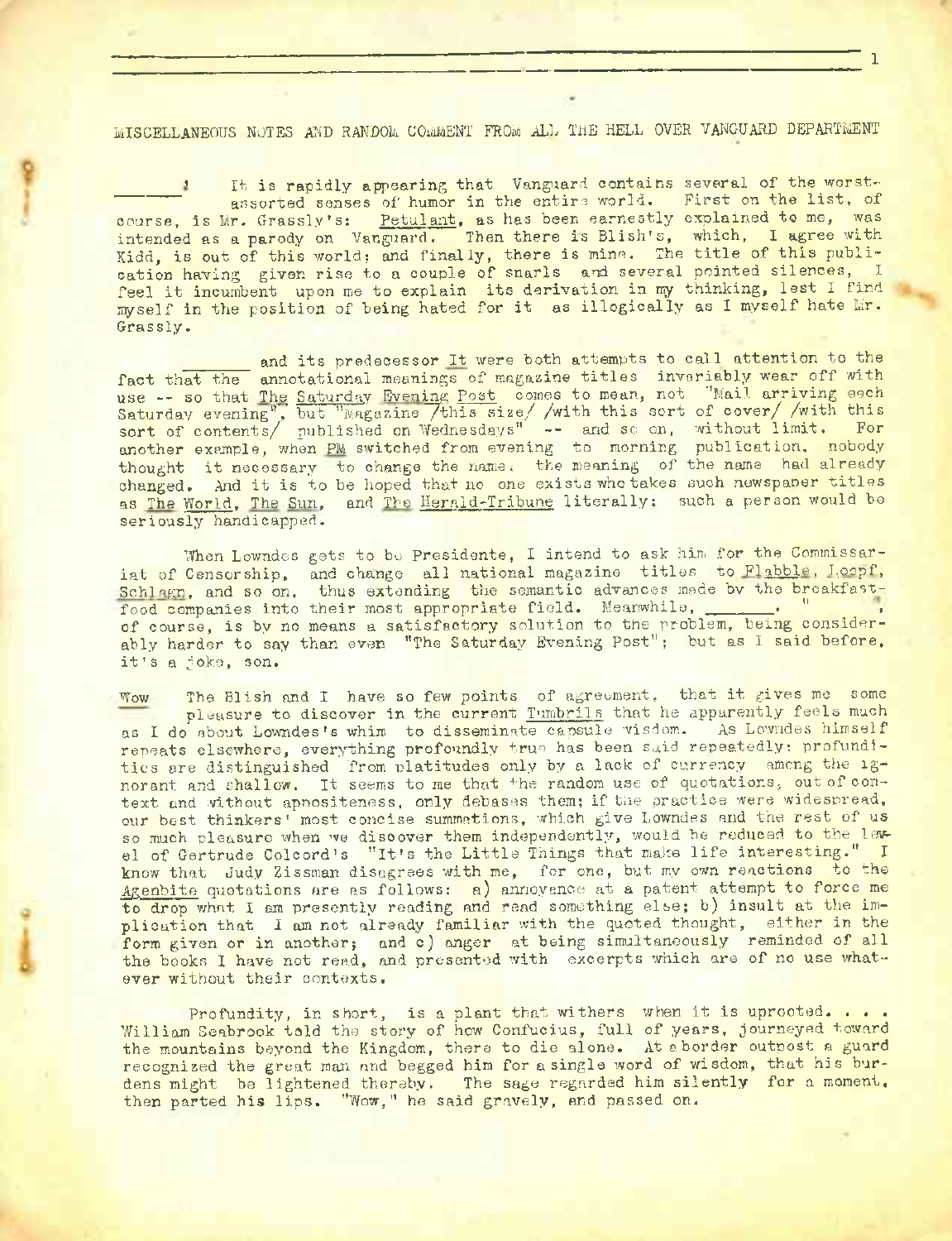MISCELLANEOUS NOTES AND RANDOM COMMENT FROM ALL THE HELL OVER VANGUARD DEPARTMENT

_______! It is rapidly appearing that Vanguard contains several of the worst-assorted senses of humor in the entire world. First on the list, of course, is Mr. Grassly's: Petulant, as has been earnestly explained to me, was intended as a parody on Vanguard. Then there is Blish's, which, I agree with Kidd, is out of this world; and finally, there is mine. The title of this publication having given rise to a couple of snarls and several pointed silences, I feel it incumbent upon me to explain its derivation in my thinking, lest I find myself in the position of being hated for it as illogically as I myself hate Mr. Grassly.

_______ and its predecessor It were both attempts to call attention to the fact that the annotational meanings of magazine titles invariably wear off with use -- so that The Saturday Evening Post comes to mean, not "Mail arriving each Saturday evening", but "Magazine /this size/ /with this sort of cover/ /with this sort of contents/ published on Wednesdays" -- and so on, without limit. For another example, when PM switched from evening to morning publication, nobody thought it necessary to change the name: the meaning of the name had already changed. And it is to be hoped that no one exists who takes such newspaper titles as The World, The Sun, and The Herald-Tribune literally: such a person would be seriously handicapped.

When Lowndes gets to be Presidente, I intend to ask him for the Commissariat of Censorship, and change all national magazine titles to Flabble, Loopf, Schlagn, and so on, thus extending the semantic advances made by the breakfast-food companies into their most appropriate field. Meanwhile, "_______." ", of course, is by no means a satisfactory solution to the problem, being considerably harder to say than even "The Saturday Evening Post"; but as I said before, it's a joke, son.

Wow The Blish and I have so few points of agreement, that it gives me some pleasure to discover in the current Tumbrils that he apparently feels much as I do about Lowndes's whim to disseminate capsule wisdom. As Lowndes himself repeats elsewhere, everything profoundly true has been said repeatedly: profundities are distinguished from platitudes only by a lack of currency among the ignorant and shallow. It seems to me that the random use of quotations, out of context and without appositeness, only debases them; if the practice were widespread, our best thinkers' most concise summations, which give Lowndes and the rest of us so much pleasure when we discover them independently, would be reduced to the level of Gertrude Colcord's "It's the Little Things that make life interesting." I know that Judy Zissman disagrees with me, for one, but my own reactions to the Agenbite quotations are as follows: a) annoyance at a patent attempt to force me to drop what I am presently reading and read something else; b) insult at the implication that I am not already familiar with the quoted thought, either in the form given or in another; and c) anger at being simultaneously reminded of all the books I have not read, and presented with excerpts which are of no use whatever without their contexts.

Profundity, in short, is a plant that withers when it is uprooted. . . . William Seabrook told the story of how Confucius, full of years, journeyed toward the mountains beyond the Kingdom, there to die alone. At a border outpost a guard recognized the great man and begged him for a single word of wisdom, that his burdens might be lightened thereby. The sage regarded him silently for a moment, then parted his lips. "Wow," he said gravely, and passed on.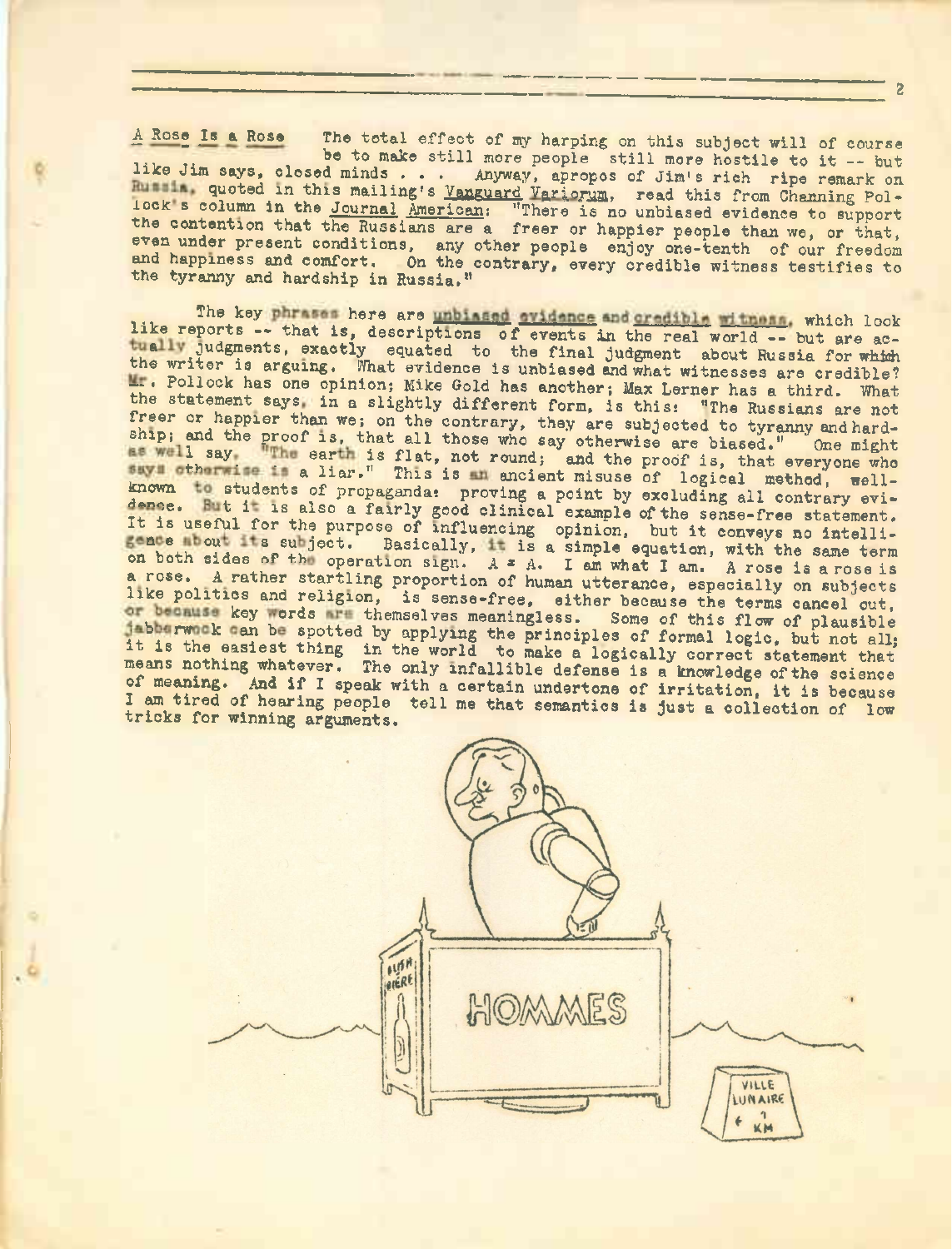**A Rose Is a Rose** The total effect of my harping on this subject will of course be to make still more people still more hostile to it -- but like Jim says, closed minds . . . Anyway, apropos of Jim's rich ripe remark on Russia, quoted in this mailing's Vanguard Variorum, read this from Channing Pollock's column in the Journal American: "There is no unbiased evidence to support the contention that the Russians are a freer or happier people than we, or that, even under present conditions, any other people enjoy one-tenth of our freedom and happiness and comfort. On the contrary, every credible witness testifies to the tyranny and hardship in Russia."

The key phrases here are unbiased evidence and credible witness, which look like reports -- that is, descriptions of events in the real world -- but are actually judgments, exactly equated to the final judgment about Russia for which the writer is arguing. What evidence is unbiased and what witnesses are credible? Mr. Pollock has one opinion; Mike Gold has another; Max Lerner has a third. What the statement says, in a slightly different form, is this: "The Russians are not freer or happier than we; on the contrary, they are subjected to tyranny and hardship; and the proof is, that all those who say otherwise are biased." One might as well say, "The earth is flat, not round; and the proof is, that everyone who says otherwise is a liar." This is an ancient misuse of logical method, well-known to students of propaganda: proving a point by excluding all contrary evidence. But it is also a fairly good clinical example of the sense-free statement. It is useful for the purpose of influencing opinion, but it conveys no intelligence about its subject. Basically, it is a simple equation, with the same term on both sides of the operation sign. A = A. I am what I am. A rose is a rose is a rose. A rather startling proportion of human utterance, especially on subjects like politics and religion, is sense-free, either because the terms cancel out, or because key words are themselves meaningless. Some of this flow of plausible jabberwock can be spotted by applying the principles of formal logic, but not all; it is the easiest thing in the world to make a logically correct statement that means nothing whatever. The only infallible defense is a knowledge of the science of meaning. And if I speak with a certain undertone of irritation, it is because I am tired of hearing people tell me that semantics is just a collection of low tricks for winning arguments.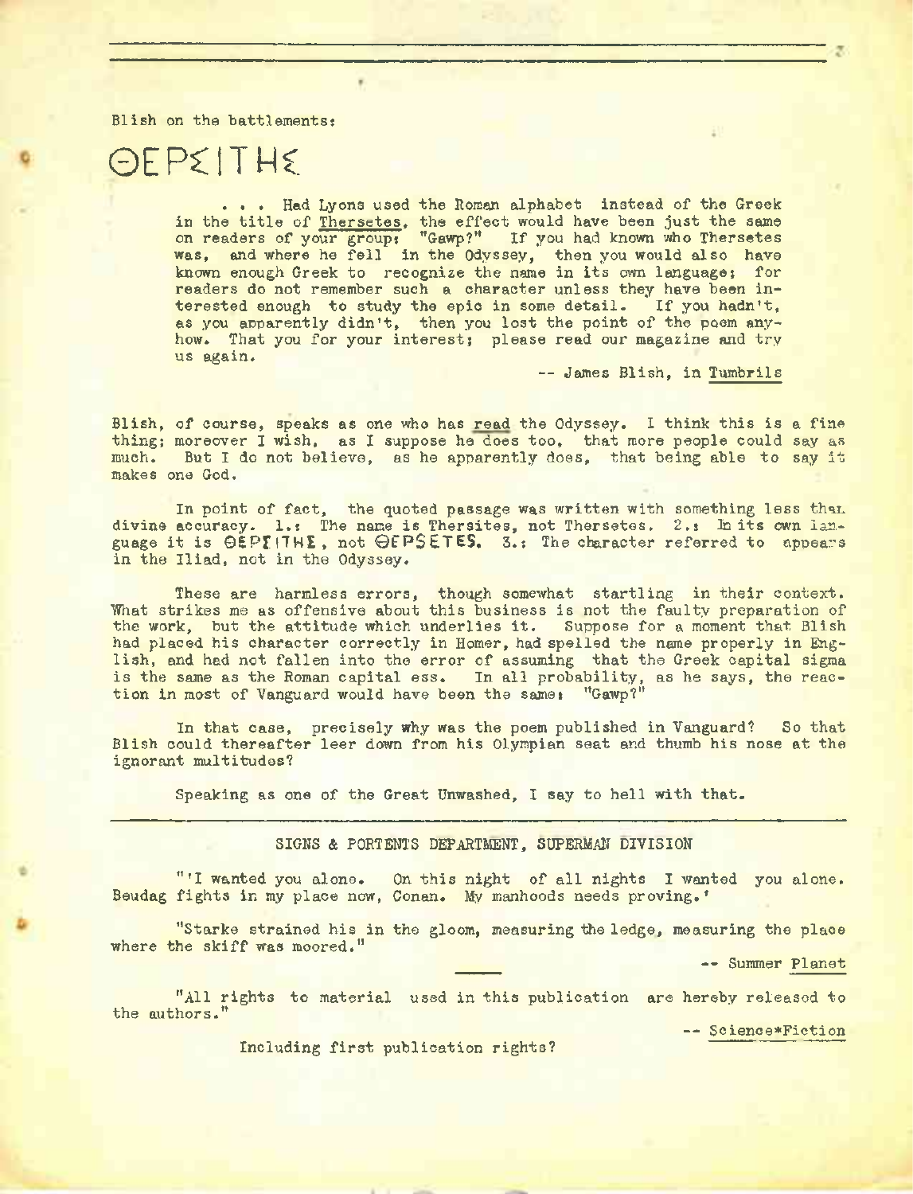Blish on the battlements:

# ΘΕΡΣΙΤΗΣ

. . . Had Lyons used the Roman alphabet instead of the Greek in the title of Thersetes, the effect would have been just the same on readers of your group: "Gawp?" If you had known who Thersetes was, and where he fell in the Odyssey, then you would also have known enough Greek to recognize the name in its own language; for readers do not remember such a character unless they have been interested enough to study the epic in some detail. If you hadn't, as you apparently didn't, then you lost the point of the poem anyhow. That you for your interest; please read our magazine and try us again.

-- James Blish, in Tumbrils

Blish, of course, speaks as one who has read the Odyssey. I think this is a fine thing; moreover I wish, as I suppose he does too, that more people could say as much. But I do not believe, as he apparently does, that being able to say it makes one God.

In point of fact, the quoted passage was written with something less than divine accuracy. 1.: The name is Thersites, not Thersetes. 2.: In its own language it is ΘΕΡΣΙΤΗΣ, not ΘΕΡSΕΤΕS. 3.: The character referred to appears in the Iliad, not in the Odyssey.

These are harmless errors, though somewhat startling in their context. What strikes me as offensive about this business is not the faulty preparation of the work, but the attitude which underlies it. Suppose for a moment that Blish had placed his character correctly in Homer, had spelled the name properly in English, and had not fallen into the error of assuming that the Greek capital sigma is the same as the Roman capital ess. In all probability, as he says, the reaction in most of Vanguard would have been the same: "Gawp?"

In that case, precisely why was the poem published in Vanguard? So that Blish could thereafter leer down from his Olympian seat and thumb his nose at the ignorant multitudes?

Speaking as one of the Great Unwashed, I say to hell with that.

---

## SIGNS & PORTENTS DEPARTMENT, SUPERMAN DIVISION

"'I wanted you alone. On this night of all nights I wanted you alone. Beudag fights in my place now, Conan. My manhoods needs proving.'

"Starke strained his in the gloom, measuring the ledge, measuring the place where the skiff was moored."

-- Summer Planet

"All rights to material used in this publication are hereby released to the authors."

-- Science*Fiction

Including first publication rights?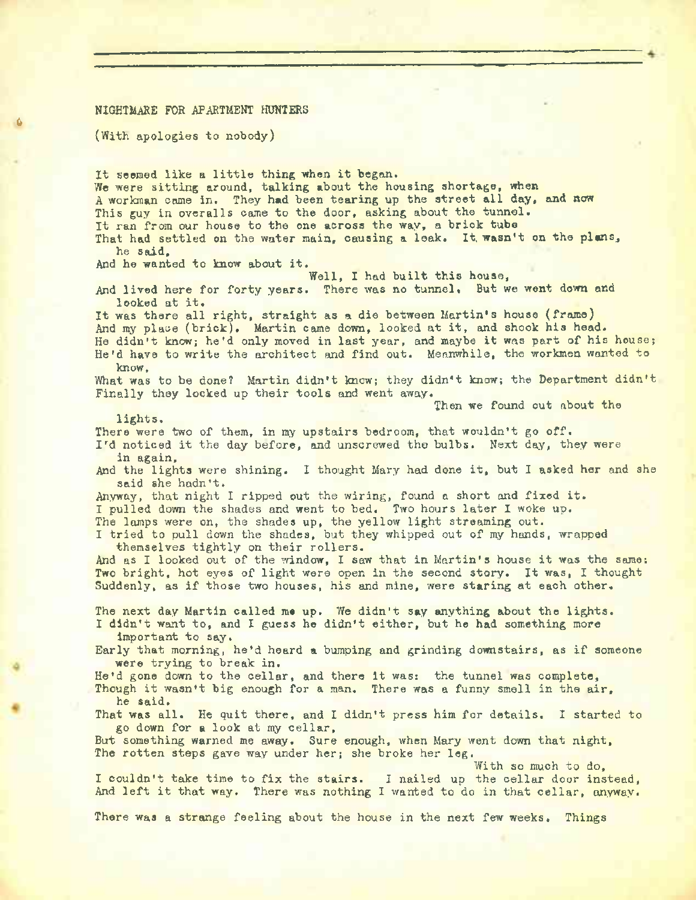NIGHTMARE FOR APARTMENT HUNTERS

(With apologies to nobody)

It seemed like a little thing when it began.
We were sitting around, talking about the housing shortage, when
A workman came in. They had been tearing up the street all day, and now
This guy in overalls came to the door, asking about the tunnel.
It ran from our house to the one across the way, a brick tube
That had settled on the water main, causing a leak. It wasn't on the plans, he said,
And he wanted to know about it.
Well, I had built this house,
And lived here for forty years. There was no tunnel. But we went down and looked at it.
It was there all right, straight as a die between Martin's house (frame)
And my place (brick). Martin came down, looked at it, and shook his head.
He didn't know; he'd only moved in last year, and maybe it was part of his house;
He'd have to write the architect and find out. Meanwhile, the workmen wanted to know.
What was to be done? Martin didn't know; they didn't know; the Department didn't
Finally they locked up their tools and went away.
Then we found out about the lights.
There were two of them, in my upstairs bedroom, that wouldn't go off.
I'd noticed it the day before, and unscrewed the bulbs. Next day, they were in again,
And the lights were shining. I thought Mary had done it, but I asked her and she said she hadn't.
Anyway, that night I ripped out the wiring, found a short and fixed it.
I pulled down the shades and went to bed. Two hours later I woke up.
The lamps were on, the shades up, the yellow light streaming out.
I tried to pull down the shades, but they whipped out of my hands, wrapped themselves tightly on their rollers.
And as I looked out of the window, I saw that in Martin's house it was the same:
Two bright, hot eyes of light were open in the second story. It was, I thought
Suddenly, as if those two houses, his and mine, were staring at each other.

The next day Martin called me up. We didn't say anything about the lights.
I didn't want to, and I guess he didn't either, but he had something more important to say.
Early that morning, he'd heard a bumping and grinding downstairs, as if someone were trying to break in.
He'd gone down to the cellar, and there it was: the tunnel was complete,
Though it wasn't big enough for a man. There was a funny smell in the air, he said.
That was all. He quit there, and I didn't press him for details. I started to go down for a look at my cellar,
But something warned me away. Sure enough, when Mary went down that night,
The rotten steps gave way under her; she broke her leg.
With so much to do,
I couldn't take time to fix the stairs. I nailed up the cellar door instead,
And left it that way. There was nothing I wanted to do in that cellar, anyway.

There was a strange feeling about the house in the next few weeks. Things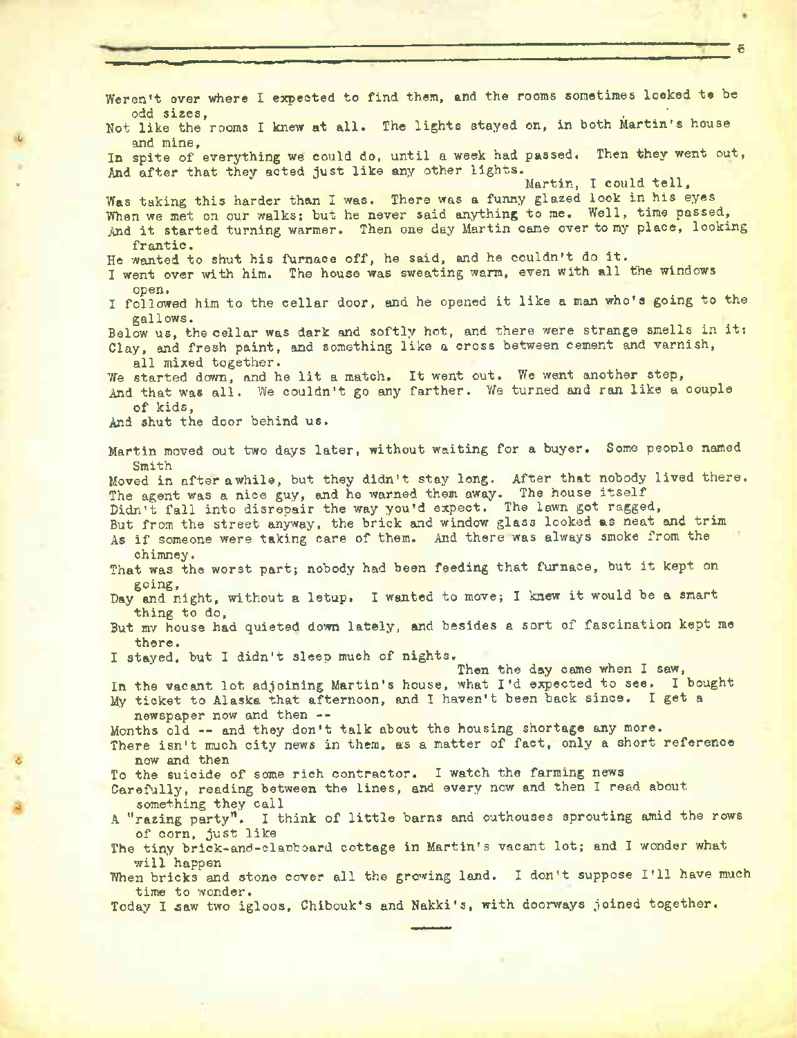Weren't over where I expected to find them, and the rooms sometimes looked to be odd sizes,
Not like the rooms I knew at all. The lights stayed on, in both Martin's house and mine,
In spite of everything we could do, until a week had passed. Then they went out,
And after that they acted just like any other lights.
Martin, I could tell,
Was taking this harder than I was. There was a funny glazed look in his eyes
When we met on our walks; but he never said anything to me. Well, time passed,
And it started turning warmer. Then one day Martin came over to my place, looking frantic.
He wanted to shut his furnace off, he said, and he couldn't do it.
I went over with him. The house was sweating warm, even with all the windows open.
I followed him to the cellar door, and he opened it like a man who's going to the gallows.
Below us, the cellar was dark and softly hot, and there were strange smells in it:
Clay, and fresh paint, and something like a cross between cement and varnish, all mixed together.
We started down, and he lit a match. It went out. We went another step,
And that was all. We couldn't go any farther. We turned and ran like a couple of kids,
And shut the door behind us.

Martin moved out two days later, without waiting for a buyer. Some people named Smith
Moved in after a while, but they didn't stay long. After that nobody lived there.
The agent was a nice guy, and he warned them away. The house itself
Didn't fall into disrepair the way you'd expect. The lawn got ragged,
But from the street anyway, the brick and window glass looked as neat and trim
As if someone were taking care of them. And there was always smoke from the chimney.
That was the worst part; nobody had been feeding that furnace, but it kept on going,
Day and night, without a letup. I wanted to move; I knew it would be a smart thing to do,
But my house had quieted down lately, and besides a sort of fascination kept me there.
I stayed, but I didn't sleep much of nights.
Then the day came when I saw,
In the vacant lot adjoining Martin's house, what I'd expected to see. I bought
My ticket to Alaska that afternoon, and I haven't been back since. I get a newspaper now and then --
Months old -- and they don't talk about the housing shortage any more.
There isn't much city news in them, as a matter of fact, only a short reference now and then
To the suicide of some rich contractor. I watch the farming news
Carefully, reading between the lines, and every now and then I read about something they call
A "razing party". I think of little barns and outhouses sprouting amid the rows of corn, just like
The tiny brick-and-clapboard cottage in Martin's vacant lot; and I wonder what will happen
When bricks and stone cover all the growing land. I don't suppose I'll have much time to wonder.
Today I saw two igloos, Chibouk's and Nakki's, with doorways joined together.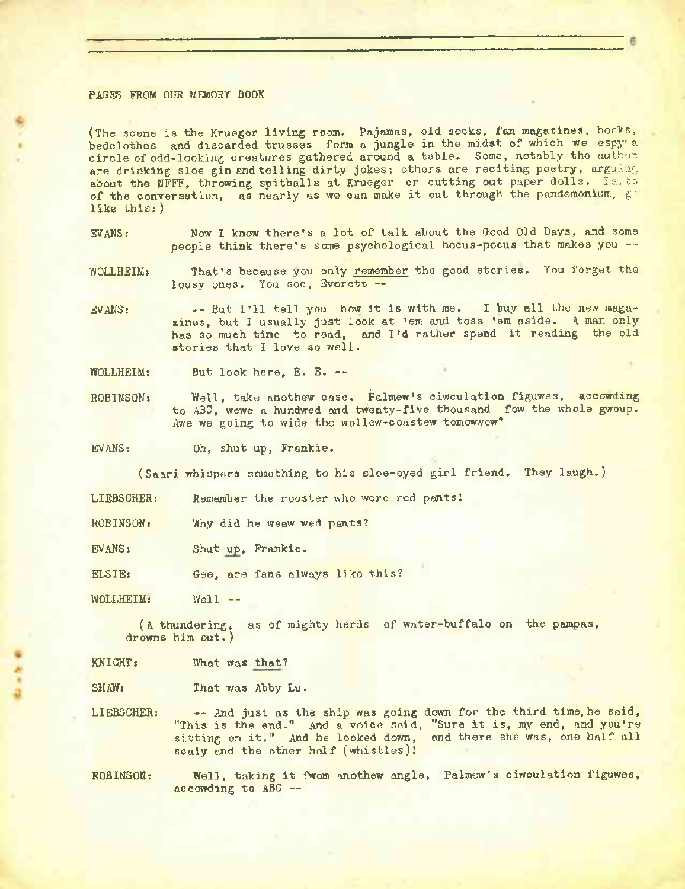PAGES FROM OUR MEMORY BOOK

(The scene is the Krueger living room. Pajamas, old socks, fan magazines, books, bedclothes and discarded trusses form a jungle in the midst of which we espy a circle of odd-looking creatures gathered around a table. Some, notably the author are drinking sloe gin and telling dirty jokes; others are reciting poetry, arguing about the NFFF, throwing spitballs at Krueger or cutting out paper dolls. Parts of the conversation, as nearly as we can make it out through the pandemonium, go like this:)

EVANS: Now I know there's a lot of talk about the Good Old Days, and some people think there's some psychological hocus-pocus that makes you --

WOLLHEIM: That's because you only remember the good stories. You forget the lousy ones. You see, Everett --

EVANS: -- But I'll tell you how it is with me. I buy all the new magazines, but I usually just look at 'em and toss 'em aside. A man only has so much time to read, and I'd rather spend it reading the old stories that I love so well.

WOLLHEIM: But look here, E. E. --

ROBINSON: Well, take anothew case. Palmew's ciwculation figuwes, accowding to ABC, wewe a hundwed and twenty-five thousand fow the whole gwoup. Awe we going to wide the wollew-coastew tomowwow?

EVANS: Oh, shut up, Frankie.

(Saari whispers something to his sloe-eyed girl friend. They laugh.)

LIEBSCHER: Remember the rooster who wore red pants!

ROBINSON: Why did he weaw wed pants?

EVANS: Shut up, Frankie.

ELSIE: Gee, are fans always like this?

WOLLHEIM: Well --

(A thundering, as of mighty herds of water-buffalo on the pampas, drowns him out.)

KNIGHT: What was that?

SHAW: That was Abby Lu.

LIEBSCHER: -- And just as the ship was going down for the third time, he said, "This is the end." And a voice said, "Sure it is, my end, and you're sitting on it." And he looked down, and there she was, one half all scaly and the other half (whistles)!

ROBINSON: Well, taking it fwom anothew angle, Palmew's ciwculation figuwes, accowding to ABC --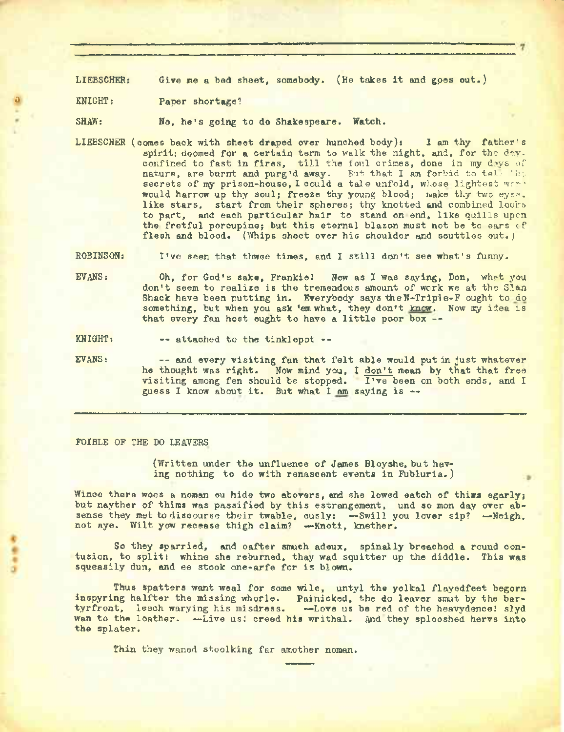LIEBSCHER: Give me a bed sheet, somebody. (He takes it and goes out.)

KNIGHT: Paper shortage?

SHAW: No, he's going to do Shakespeare. Watch.

LIEBSCHER (comes back with sheet draped over hunched body): I am thy father's spirit; doomed for a certain term to walk the night, and, for the day, confined to fast in fires, till the foul crimes, done in my days of nature, are burnt and purg'd away. But that I am forbid to tell the secrets of my prison-house, I could a tale unfold, whose lightest word would harrow up thy soul; freeze thy young blood; make thy two eyes, like stars, start from their spheres; thy knotted and combined locks to part, and each particular hair to stand on end, like quills upon the fretful porcupine; but this eternal blazon must not be to ears of flesh and blood. (Whips sheet over his shoulder and scuttles out.)

ROBINSON: I've seen that thwee times, and I still don't see what's funny.

EVANS: Oh, for God's sake, Frankie! Now as I was saying, Don, what you don't seem to realize is the tremendous amount of work we at the Slan Shack have been putting in. Everybody says the N-Triple-F ought to do something, but when you ask 'em what, they don't know. Now my idea is that every fan host ought to have a little poor box --

KNIGHT: -- attached to the tinklepot --

EVANS: -- and every visiting fan that felt able would put in just whatever he thought was right. Now mind you, I don't mean by that that free visiting among fen should be stopped. I've been on both ends, and I guess I know about it. But what I am saying is --

---

FOIBLE OF THE DO LEAVERS

(Written under the unfluence of James Bloyshe, but having nothing to do with renascent events in Fubluria.)

Wince there woes a noman ou hide two abovers, and she lowed eatch of thims egarly; but nayther of thims was passified by this estrangement, und so mon day over absense they met to discourse their twable, cusly: --Swill you lover sip? --Neigh, not aye. Wilt yow recease thigh claim? --Knoti, knether.

So they sparried, and oafter smuch adeux, spinally breached a round contusion, to split: whine she reburned, thay wad squitter up the diddle. This was squeasily dun, and ee stook one-arfe for is blown.

Thus spatters want weal for some wile, untyl the yolkal flayedfeet begorn inspyring halfter the missing whorle. Painicked, the do leaver smut by the bartyrfront, leech warying his misdress. --Love us be red of the heavydence! slyd wan to the loather. --Live us! creed his writhal. And they splooshed hervs into the splater.

Thin they waned stoolking far amother noman.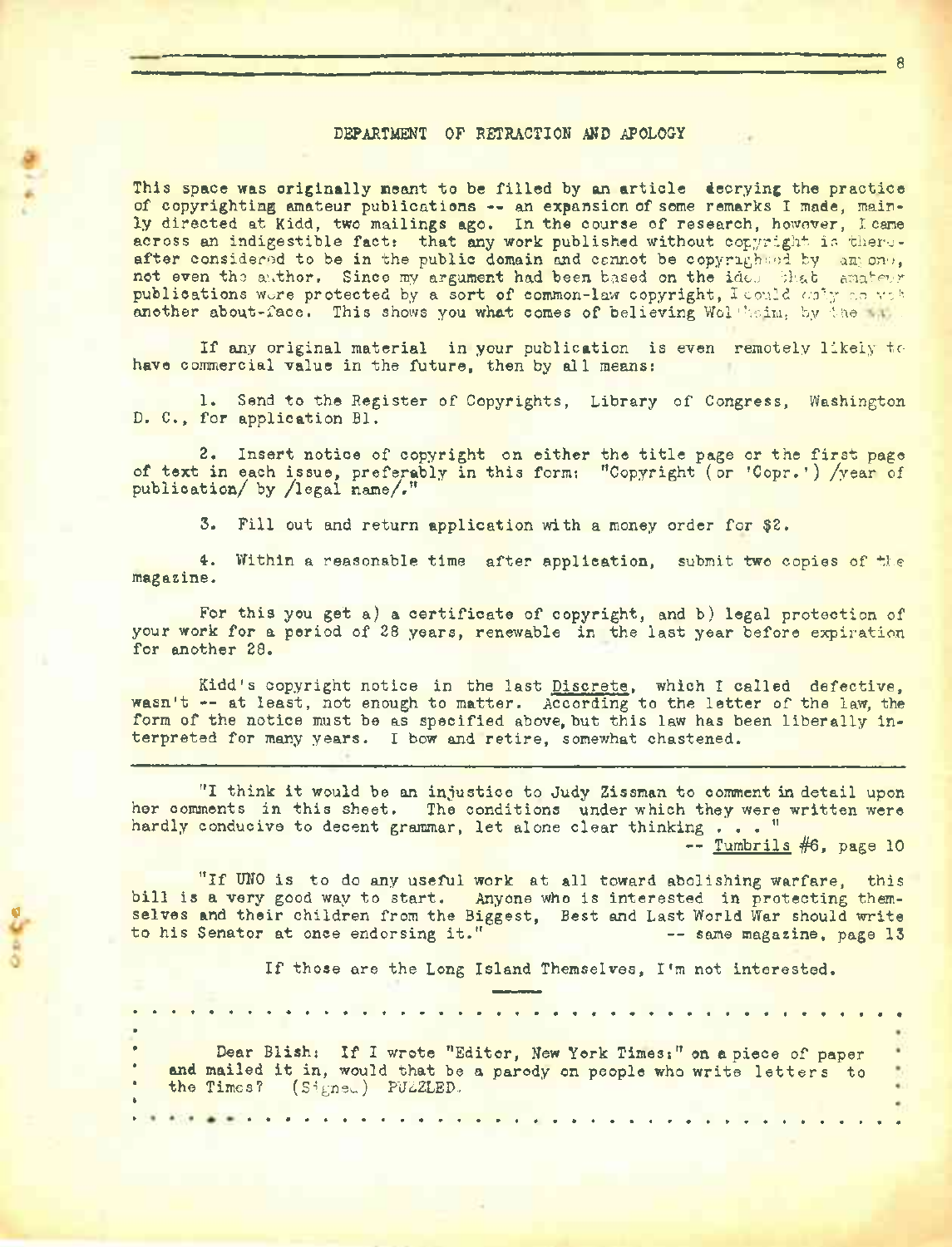## DEPARTMENT OF RETRACTION AND APOLOGY

This space was originally meant to be filled by an article decrying the practice of copyrighting amateur publications -- an expansion of some remarks I made, mainly directed at Kidd, two mailings ago. In the course of research, however, I came across an indigestible fact: that any work published without copyright is thereafter considered to be in the public domain and cannot be copyrighted by anyone, not even the author. Since my argument had been based on the idea that amateur publications were protected by a sort of common-law copyright, I could only do yet another about-face. This shows you what comes of believing Wollheim, by the way.

If any original material in your publication is even remotely likely to have commercial value in the future, then by all means:

1. Send to the Register of Copyrights, Library of Congress, Washington D. C., for application Bl.

2. Insert notice of copyright on either the title page or the first page of text in each issue, preferably in this form: "Copyright (or 'Copr.') /year of publication/ by /legal name/."

3. Fill out and return application with a money order for $2.

4. Within a reasonable time after application, submit two copies of the magazine.

For this you get a) a certificate of copyright, and b) legal protection of your work for a period of 28 years, renewable in the last year before expiration for another 28.

Kidd's copyright notice in the last Discrete, which I called defective, wasn't -- at least, not enough to matter. According to the letter of the law, the form of the notice must be as specified above, but this law has been liberally interpreted for many years. I bow and retire, somewhat chastened.

---

"I think it would be an injustice to Judy Zissman to comment in detail upon her comments in this sheet. The conditions under which they were written were hardly conducive to decent grammar, let alone clear thinking . . . "

-- Tumbrils #6, page 10

"If UNO is to do any useful work at all toward abolishing warfare, this bill is a very good way to start. Anyone who is interested in protecting themselves and their children from the Biggest, Best and Last World War should write to his Senator at once endorsing it." -- same magazine, page 13

If those are the Long Island Themselves, I'm not interested.

---

Dear Blish: If I wrote "Editor, New York Times:" on a piece of paper and mailed it in, would that be a parody on people who write letters to the Times? (Signed) PUZZLED.